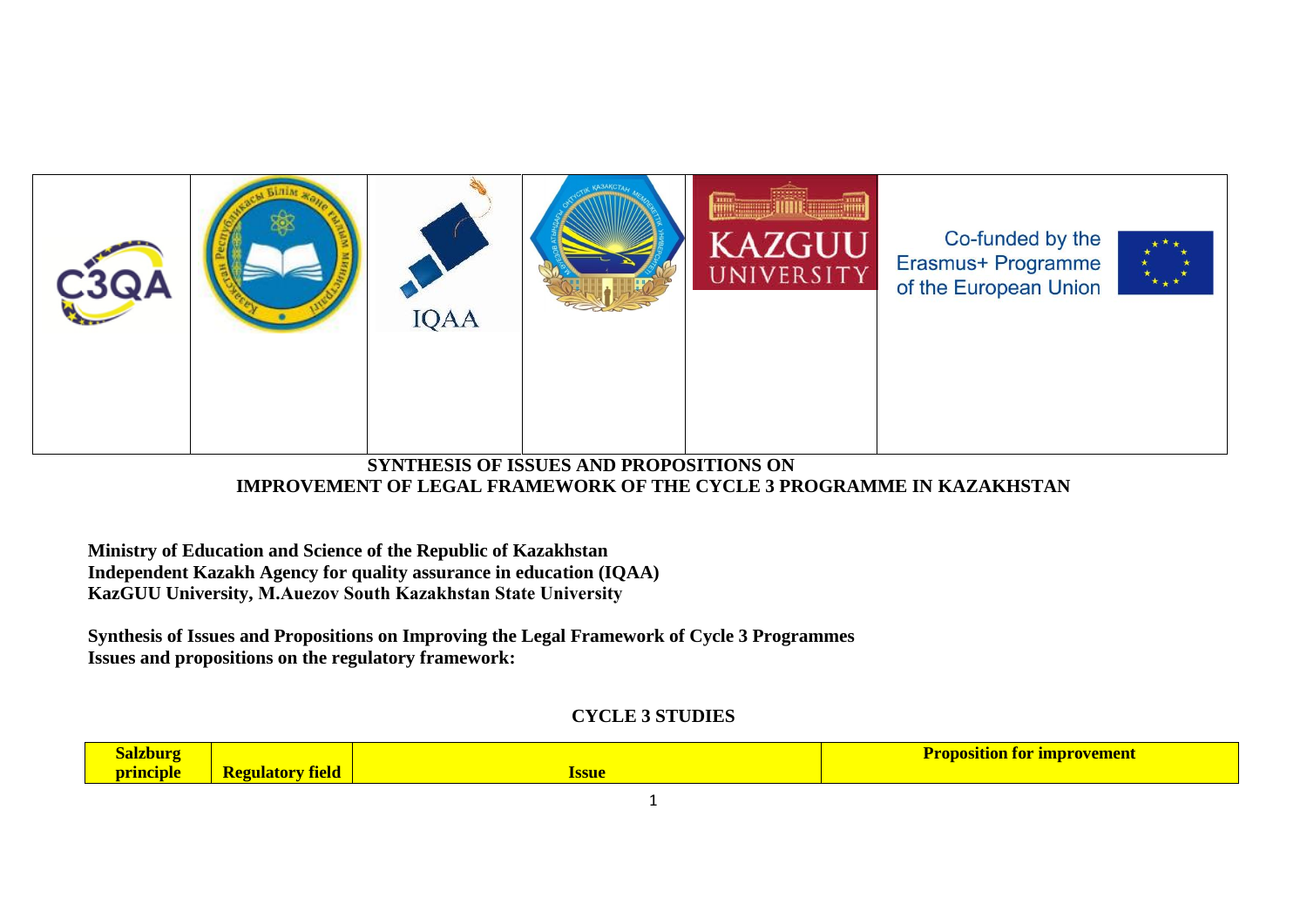| | | | | | |
|---|---|---|---|---|---|
| C3QA | | IQAA | | KAZGUU UNIVERSITY | Co-funded by the Erasmus+ Programme of the European Union |

# SYNTHESIS OF ISSUES AND PROPOSITIONS ON IMPROVEMENT OF LEGAL FRAMEWORK OF THE CYCLE 3 PROGRAMME IN KAZAKHSTAN

**Ministry of Education and Science of the Republic of Kazakhstan**
**Independent Kazakh Agency for quality assurance in education (IQAA)**
**KazGUU University, M.Auezov South Kazakhstan State University**

**Synthesis of Issues and Propositions on Improving the Legal Framework of Cycle 3 Programmes**
**Issues and propositions on the regulatory framework:**

## CYCLE 3 STUDIES

| Salzburg principle | Regulatory field | Issue | Proposition for improvement |
|---|---|---|---|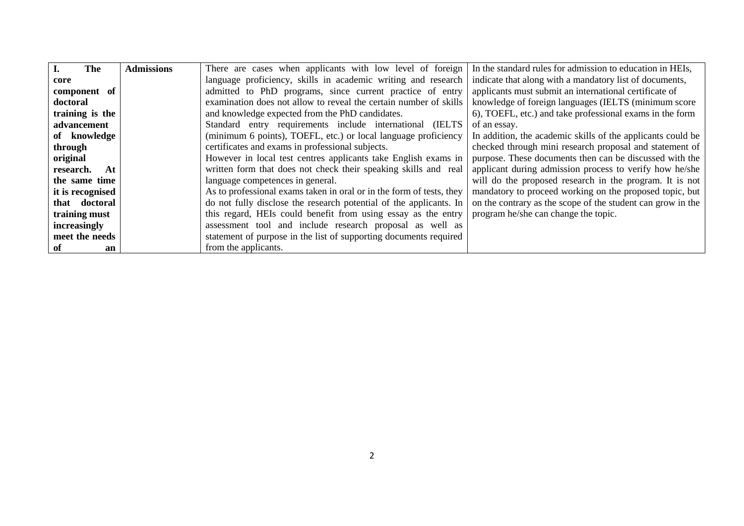| I. The core component of doctoral training is the advancement of knowledge through original research. At the same time it is recognised that doctoral training must increasingly meet the needs of an | **Admissions** | There are cases when applicants with low level of foreign language proficiency, skills in academic writing and research admitted to PhD programs, since current practice of entry examination does not allow to reveal the certain number of skills and knowledge expected from the PhD candidates.<br>Standard entry requirements include international (IELTS (minimum 6 points), TOEFL, etc.) or local language proficiency certificates and exams in professional subjects.<br>However in local test centres applicants take English exams in written form that does not check their speaking skills and real language competences in general.<br>As to professional exams taken in oral or in the form of tests, they do not fully disclose the research potential of the applicants. In this regard, HEIs could benefit from using essay as the entry assessment tool and include research proposal as well as statement of purpose in the list of supporting documents required from the applicants. | In the standard rules for admission to education in HEIs, indicate that along with a mandatory list of documents, applicants must submit an international certificate of knowledge of foreign languages (IELTS (minimum score 6), TOEFL, etc.) and take professional exams in the form of an essay.<br>In addition, the academic skills of the applicants could be checked through mini research proposal and statement of purpose. These documents then can be discussed with the applicant during admission process to verify how he/she will do the proposed research in the program. It is not mandatory to proceed working on the proposed topic, but on the contrary as the scope of the student can grow in the program he/she can change the topic. |
|---|---|---|---|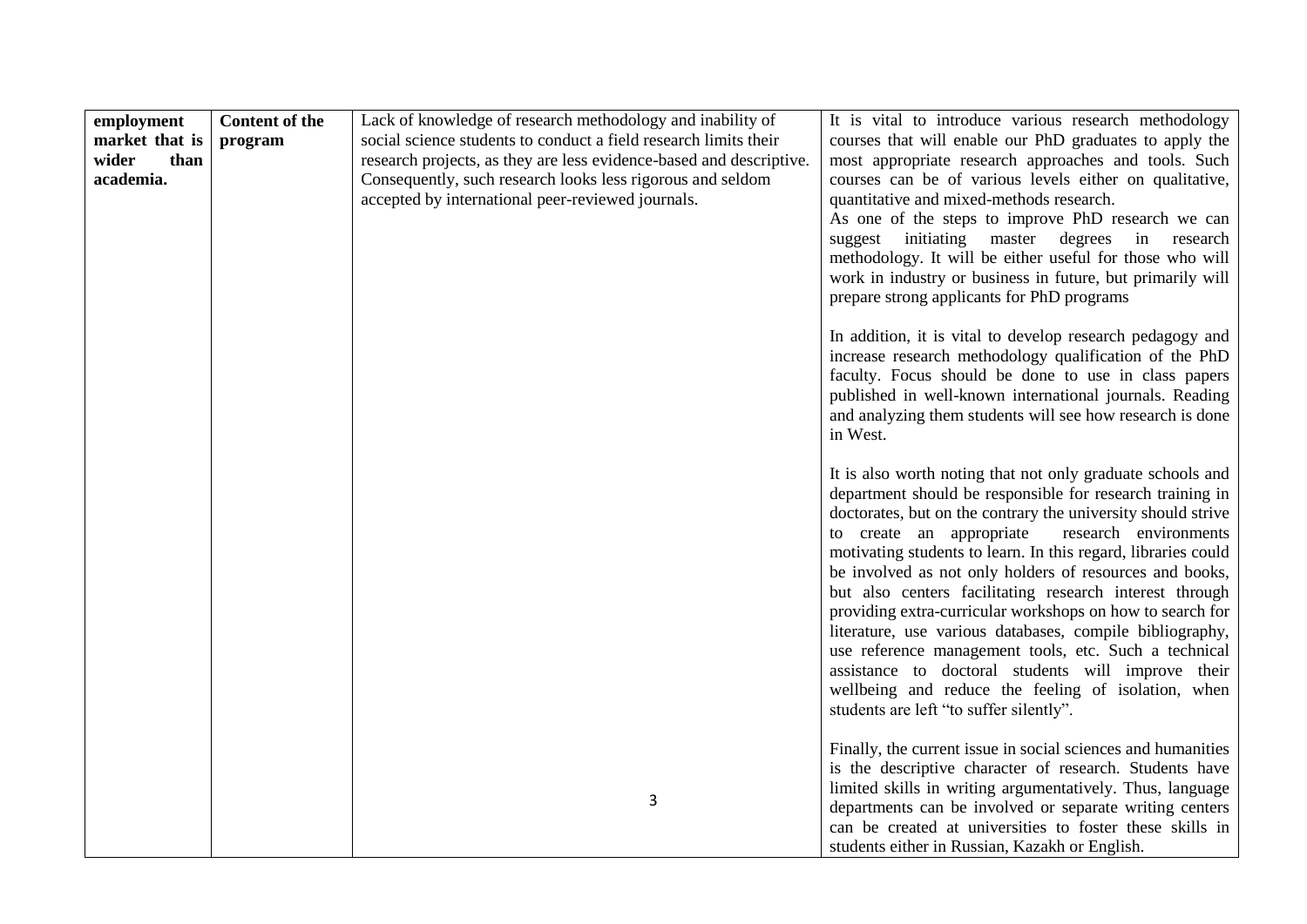| | | | |
|---|---|---|---|
| **employment market that is wider than academia.** | **Content of the program** | Lack of knowledge of research methodology and inability of social science students to conduct a field research limits their research projects, as they are less evidence-based and descriptive. Consequently, such research looks less rigorous and seldom accepted by international peer-reviewed journals. | It is vital to introduce various research methodology courses that will enable our PhD graduates to apply the most appropriate research approaches and tools. Such courses can be of various levels either on qualitative, quantitative and mixed-methods research.<br>As one of the steps to improve PhD research we can suggest initiating master degrees in research methodology. It will be either useful for those who will work in industry or business in future, but primarily will prepare strong applicants for PhD programs<br><br>In addition, it is vital to develop research pedagogy and increase research methodology qualification of the PhD faculty. Focus should be done to use in class papers published in well-known international journals. Reading and analyzing them students will see how research is done in West.<br><br>It is also worth noting that not only graduate schools and department should be responsible for research training in doctorates, but on the contrary the university should strive to create an appropriate research environments motivating students to learn. In this regard, libraries could be involved as not only holders of resources and books, but also centers facilitating research interest through providing extra-curricular workshops on how to search for literature, use various databases, compile bibliography, use reference management tools, etc. Such a technical assistance to doctoral students will improve their wellbeing and reduce the feeling of isolation, when students are left "to suffer silently".<br><br>Finally, the current issue in social sciences and humanities is the descriptive character of research. Students have limited skills in writing argumentatively. Thus, language departments can be involved or separate writing centers can be created at universities to foster these skills in students either in Russian, Kazakh or English. |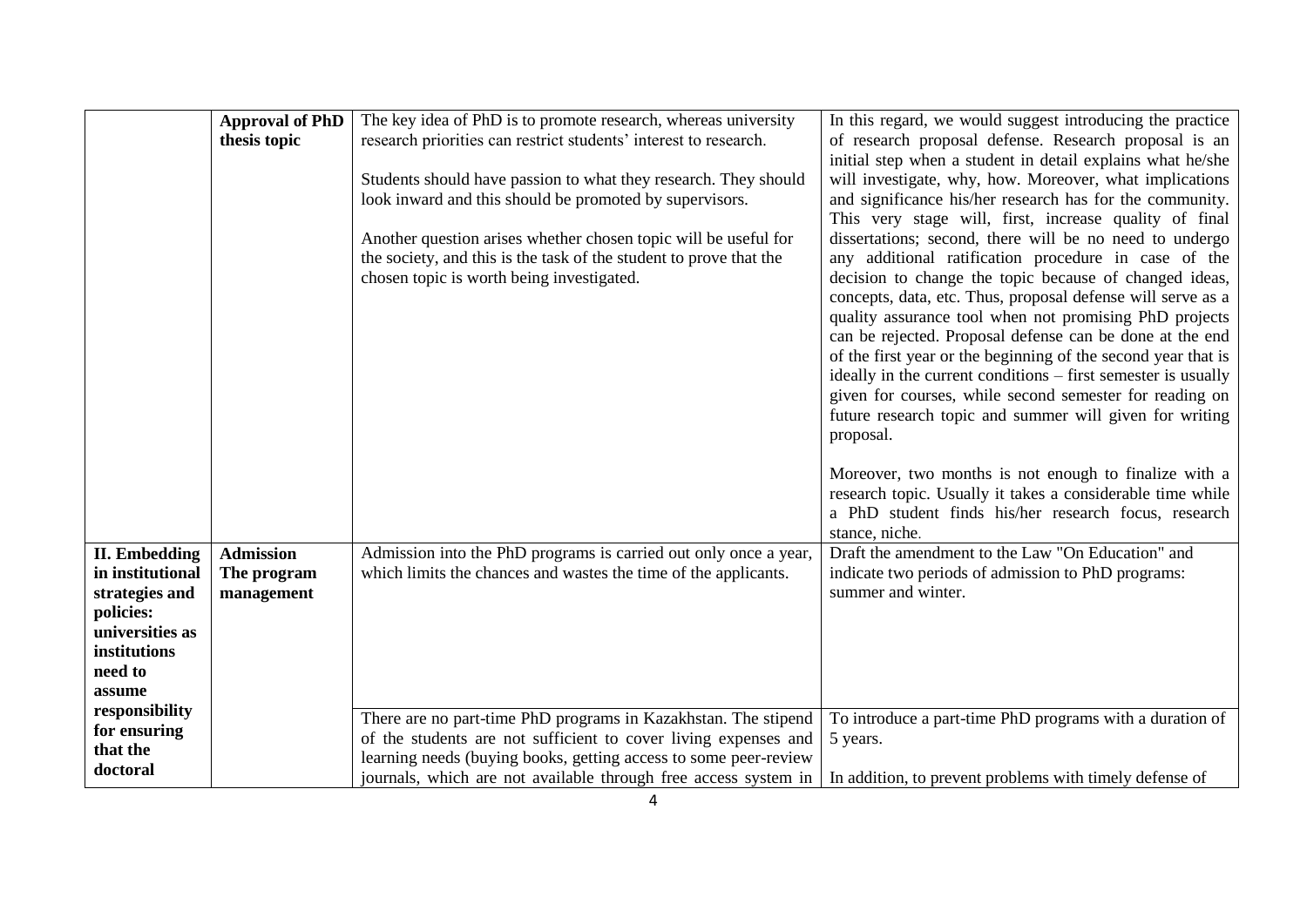| | | | |
|---|---|---|---|
| | **Approval of PhD thesis topic** | The key idea of PhD is to promote research, whereas university research priorities can restrict students' interest to research.<br><br>Students should have passion to what they research. They should look inward and this should be promoted by supervisors.<br><br>Another question arises whether chosen topic will be useful for the society, and this is the task of the student to prove that the chosen topic is worth being investigated. | In this regard, we would suggest introducing the practice of research proposal defense. Research proposal is an initial step when a student in detail explains what he/she will investigate, why, how. Moreover, what implications and significance his/her research has for the community. This very stage will, first, increase quality of final dissertations; second, there will be no need to undergo any additional ratification procedure in case of the decision to change the topic because of changed ideas, concepts, data, etc. Thus, proposal defense will serve as a quality assurance tool when not promising PhD projects can be rejected. Proposal defense can be done at the end of the first year or the beginning of the second year that is ideally in the current conditions – first semester is usually given for courses, while second semester for reading on future research topic and summer will given for writing proposal.<br><br>Moreover, two months is not enough to finalize with a research topic. Usually it takes a considerable time while a PhD student finds his/her research focus, research stance, niche. |
| **II. Embedding in institutional strategies and policies: universities as institutions need to assume responsibility for ensuring that the doctoral** | **Admission**<br>**The program management** | Admission into the PhD programs is carried out only once a year, which limits the chances and wastes the time of the applicants. | Draft the amendment to the Law "On Education" and indicate two periods of admission to PhD programs: summer and winter. |
| | | There are no part-time PhD programs in Kazakhstan. The stipend of the students are not sufficient to cover living expenses and learning needs (buying books, getting access to some peer-review journals, which are not available through free access system in | To introduce a part-time PhD programs with a duration of 5 years.<br><br>In addition, to prevent problems with timely defense of |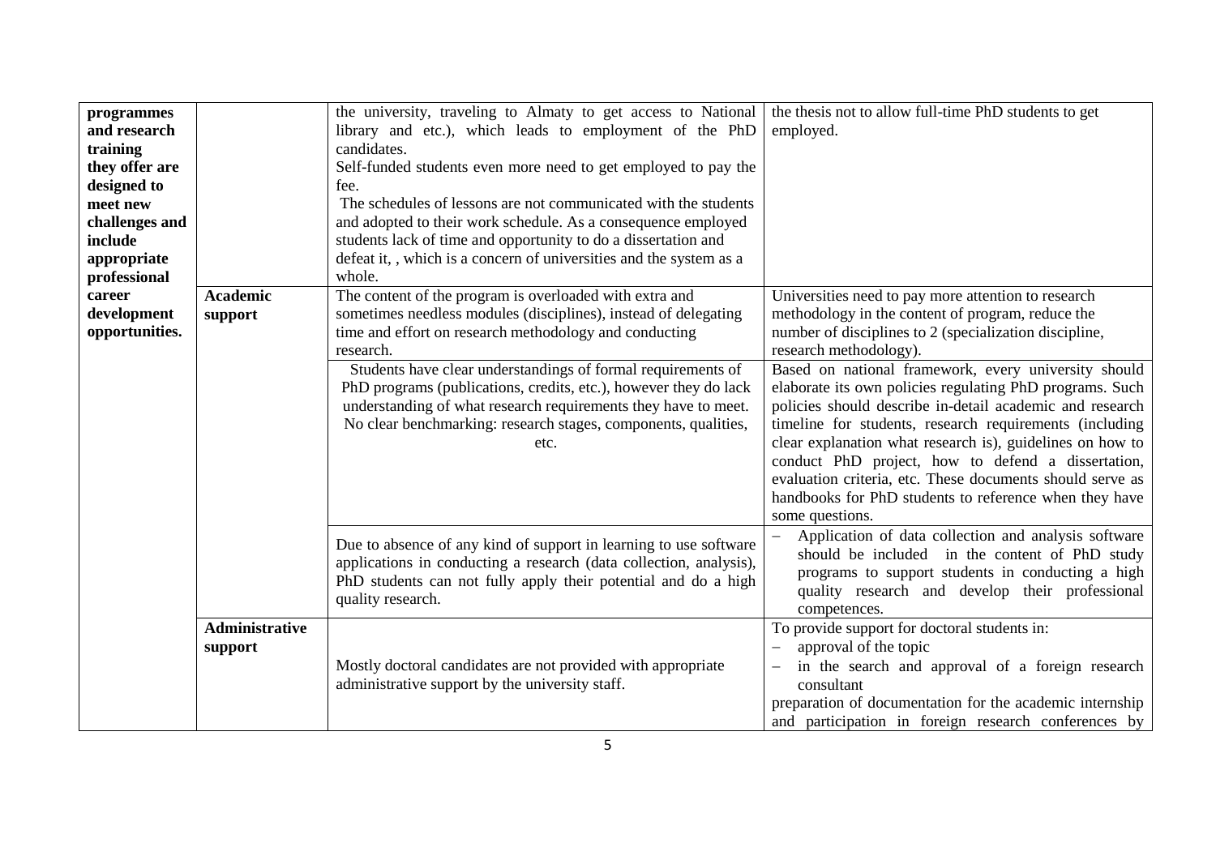| | | | |
|---|---|---|---|
| **programmes and research training they offer are designed to meet new challenges and include appropriate professional career development opportunities.** | | the university, traveling to Almaty to get access to National library and etc.), which leads to employment of the PhD candidates.<br>Self-funded students even more need to get employed to pay the fee.<br>The schedules of lessons are not communicated with the students and adopted to their work schedule. As a consequence employed students lack of time and opportunity to do a dissertation and defeat it, , which is a concern of universities and the system as a whole. | the thesis not to allow full-time PhD students to get employed. |
| | **Academic support** | The content of the program is overloaded with extra and sometimes needless modules (disciplines), instead of delegating time and effort on research methodology and conducting research. | Universities need to pay more attention to research methodology in the content of program, reduce the number of disciplines to 2 (specialization discipline, research methodology). |
| | | Students have clear understandings of formal requirements of PhD programs (publications, credits, etc.), however they do lack understanding of what research requirements they have to meet. No clear benchmarking: research stages, components, qualities, etc. | Based on national framework, every university should elaborate its own policies regulating PhD programs. Such policies should describe in-detail academic and research timeline for students, research requirements (including clear explanation what research is), guidelines on how to conduct PhD project, how to defend a dissertation, evaluation criteria, etc. These documents should serve as handbooks for PhD students to reference when they have some questions. |
| | | Due to absence of any kind of support in learning to use software applications in conducting a research (data collection, analysis), PhD students can not fully apply their potential and do a high quality research. | – Application of data collection and analysis software should be included in the content of PhD study programs to support students in conducting a high quality research and develop their professional competences. |
| | **Administrative support** | Mostly doctoral candidates are not provided with appropriate administrative support by the university staff. | To provide support for doctoral students in:<br>– approval of the topic<br>– in the search and approval of a foreign research consultant<br>preparation of documentation for the academic internship and participation in foreign research conferences by |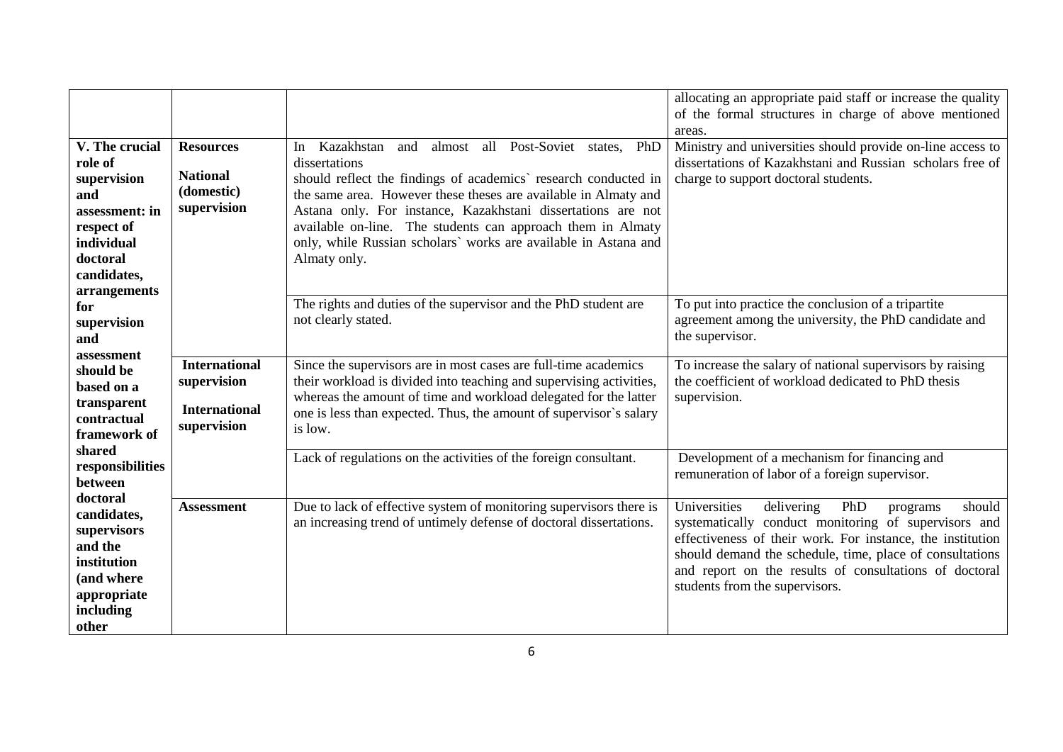| | | | |
|---|---|---|---|
| | | | allocating an appropriate paid staff or increase the quality of the formal structures in charge of above mentioned areas. |
| **V. The crucial role of supervision and assessment: in respect of individual doctoral candidates, arrangements for supervision and assessment should be based on a transparent contractual framework of shared responsibilities between doctoral candidates, supervisors and the institution (and where appropriate including other** | **Resources**<br><br>**National (domestic) supervision** | In Kazakhstan and almost all Post-Soviet states, PhD dissertations should reflect the findings of academics` research conducted in the same area. However these theses are available in Almaty and Astana only. For instance, Kazakhstani dissertations are not available on-line. The students can approach them in Almaty only, while Russian scholars` works are available in Astana and Almaty only. | Ministry and universities should provide on-line access to dissertations of Kazakhstani and Russian scholars free of charge to support doctoral students. |
| | | The rights and duties of the supervisor and the PhD student are not clearly stated. | To put into practice the conclusion of a tripartite agreement among the university, the PhD candidate and the supervisor. |
| | **International supervision**<br><br>**International supervision** | Since the supervisors are in most cases are full-time academics their workload is divided into teaching and supervising activities, whereas the amount of time and workload delegated for the latter one is less than expected. Thus, the amount of supervisor`s salary is low. | To increase the salary of national supervisors by raising the coefficient of workload dedicated to PhD thesis supervision. |
| | | Lack of regulations on the activities of the foreign consultant. | Development of a mechanism for financing and remuneration of labor of a foreign supervisor. |
| | **Assessment** | Due to lack of effective system of monitoring supervisors there is an increasing trend of untimely defense of doctoral dissertations. | Universities delivering PhD programs should systematically conduct monitoring of supervisors and effectiveness of their work. For instance, the institution should demand the schedule, time, place of consultations and report on the results of consultations of doctoral students from the supervisors. |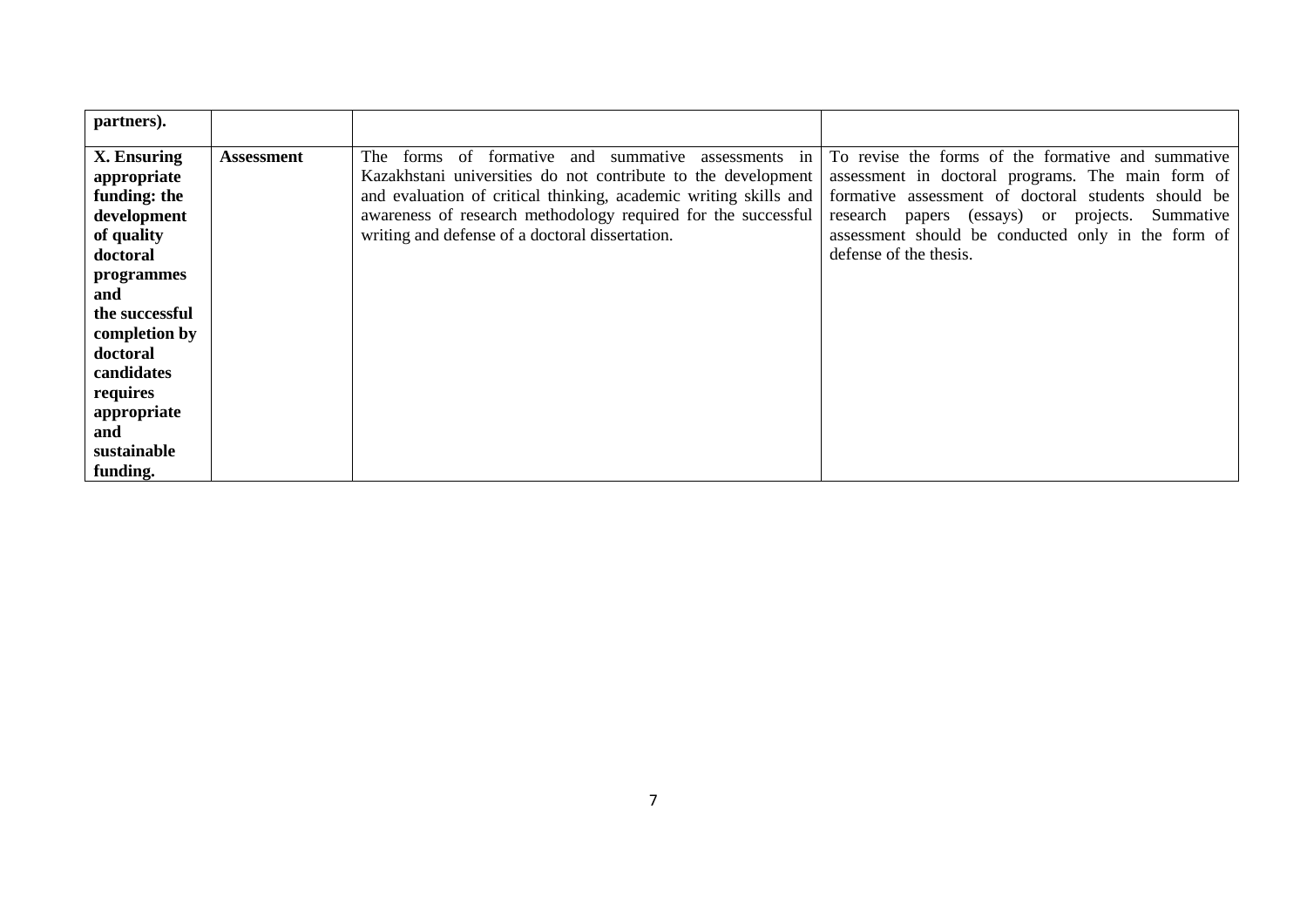| | | | |
|---|---|---|---|
| **partners).** | | | |
| **X. Ensuring appropriate funding: the development of quality doctoral programmes and the successful completion by doctoral candidates requires appropriate and sustainable funding.** | **Assessment** | The forms of formative and summative assessments in Kazakhstani universities do not contribute to the development and evaluation of critical thinking, academic writing skills and awareness of research methodology required for the successful writing and defense of a doctoral dissertation. | To revise the forms of the formative and summative assessment in doctoral programs. The main form of formative assessment of doctoral students should be research papers (essays) or projects. Summative assessment should be conducted only in the form of defense of the thesis. |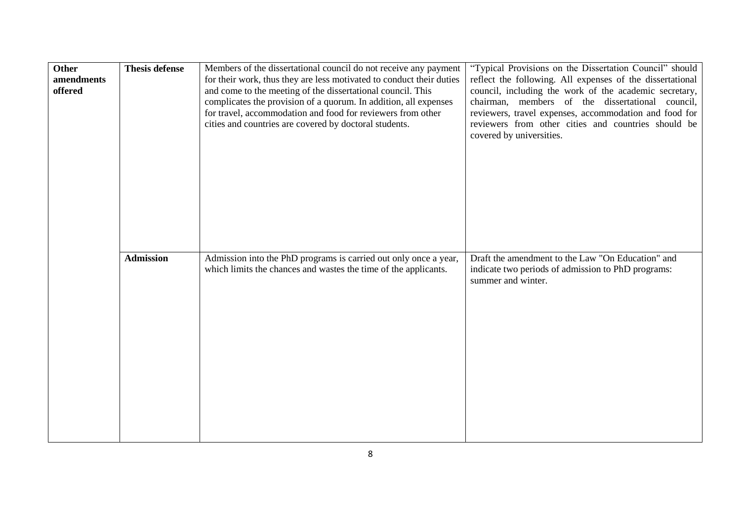| **Other amendments offered** | **Thesis defense** | Members of the dissertational council do not receive any payment for their work, thus they are less motivated to conduct their duties and come to the meeting of the dissertational council. This complicates the provision of a quorum. In addition, all expenses for travel, accommodation and food for reviewers from other cities and countries are covered by doctoral students. | "Typical Provisions on the Dissertation Council" should reflect the following. All expenses of the dissertational council, including the work of the academic secretary, chairman, members of the dissertational council, reviewers, travel expenses, accommodation and food for reviewers from other cities and countries should be covered by universities. |
|---|---|---|---|
| | **Admission** | Admission into the PhD programs is carried out only once a year, which limits the chances and wastes the time of the applicants. | Draft the amendment to the Law "On Education" and indicate two periods of admission to PhD programs: summer and winter. |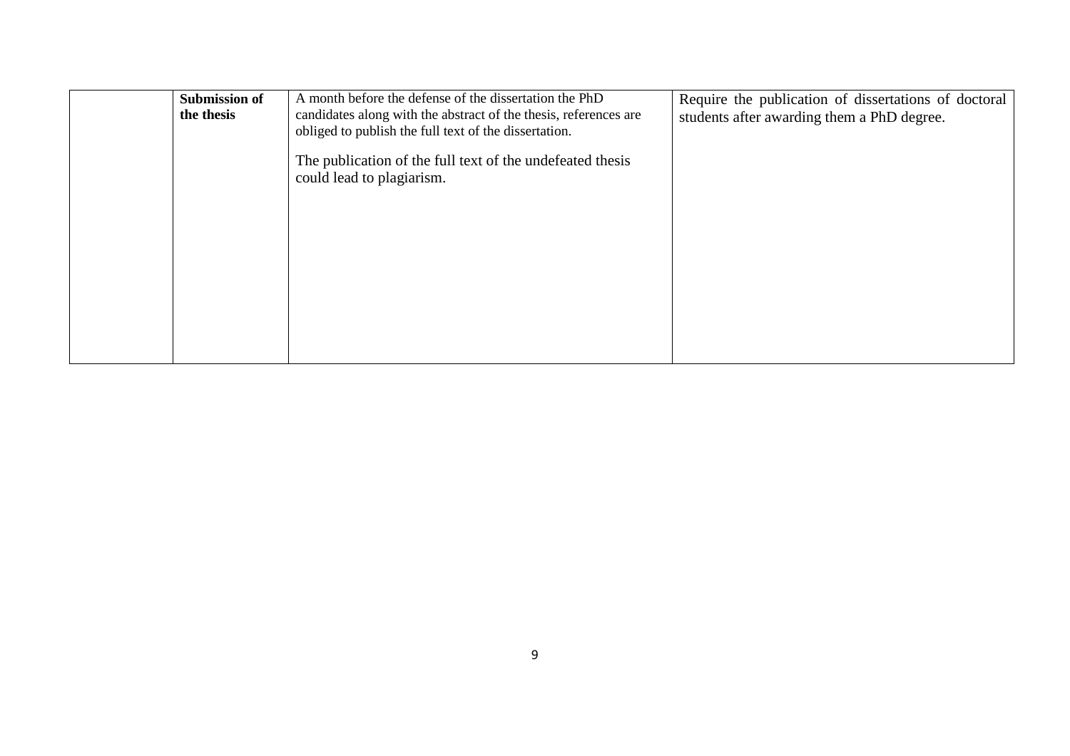| | | | |
|---|---|---|---|
| | **Submission of the thesis** | A month before the defense of the dissertation the PhD candidates along with the abstract of the thesis, references are obliged to publish the full text of the dissertation.<br><br>The publication of the full text of the undefeated thesis could lead to plagiarism. | Require the publication of dissertations of doctoral students after awarding them a PhD degree. |